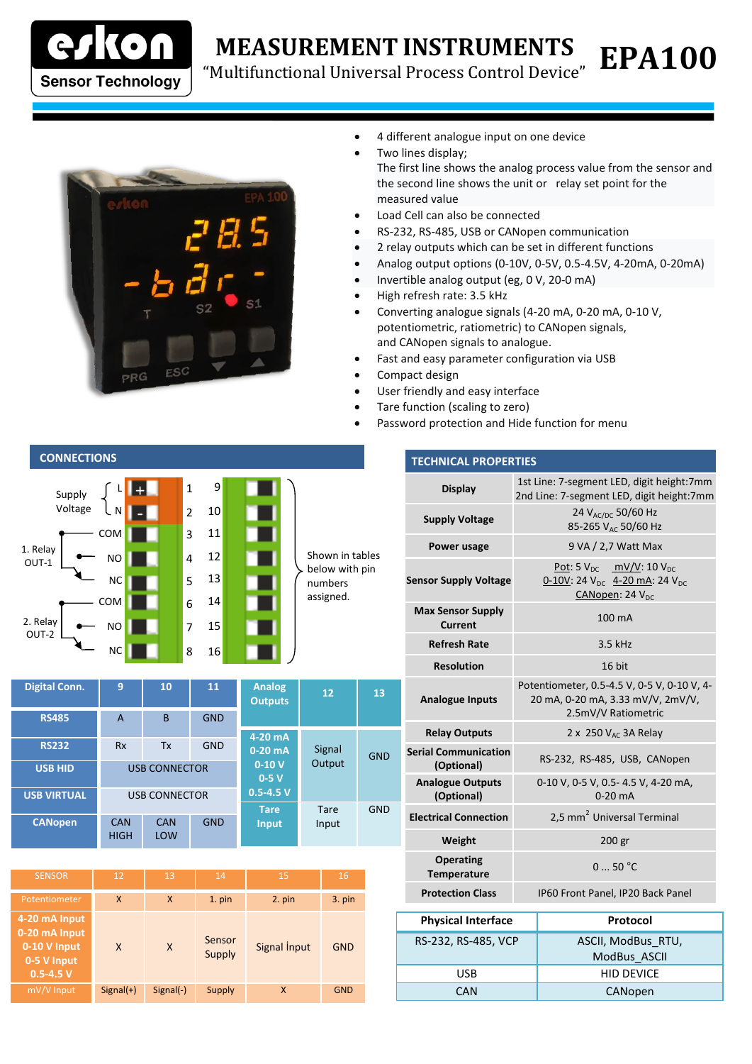# MEASUREMENT INSTRUMENTS

"Multifunctional Universal Process Control Device"

# EPA100

- 4 different analogue input on one device
- Two lines display;
  The first line shows the analog process value from the sensor and the second line shows the unit or relay set point for the measured value
- Load Cell can also be connected
- RS-232, RS-485, USB or CANopen communication
- 2 relay outputs which can be set in different functions
- Analog output options (0-10V, 0-5V, 0.5-4.5V, 4-20mA, 0-20mA)
- Invertible analog output (eg, 0 V, 20-0 mA)
- High refresh rate: 3.5 kHz
- Converting analogue signals (4-20 mA, 0-20 mA, 0-10 V, potentiometric, ratiometric) to CANopen signals, and CANopen signals to analogue.
- Fast and easy parameter configuration via USB
- Compact design
- User friendly and easy interface
- Tare function (scaling to zero)
- Password protection and Hide function for menu

## CONNECTIONS

| Function | Terminal | Pin | Pin |
|---|---|---|---|
| Supply Voltage L | + | 1 | 9 |
| Supply Voltage N | - | 2 | 10 |
| 1. Relay OUT-1 COM | | 3 | 11 |
| 1. Relay OUT-1 NO | | 4 | 12 |
| 1. Relay OUT-1 NC | | 5 | 13 |
| 2. Relay OUT-2 COM | | 6 | 14 |
| 2. Relay OUT-2 NO | | 7 | 15 |
| 2. Relay OUT-2 NC | | 8 | 16 |

Pins 9–16: Shown in tables below with pin numbers assigned.

| Digital Conn. | 9 | 10 | 11 |
|---|---|---|---|
| RS485 | A | B | GND |
| RS232 | Rx | Tx | GND |
| USB HID | USB CONNECTOR | | |
| USB VIRTUAL | USB CONNECTOR | | |
| CANopen | CAN HIGH | CAN LOW | GND |

| Analog Outputs | 12 | 13 |
|---|---|---|
| 4-20 mA 0-20 mA 0-10 V 0-5 V 0.5-4.5 V | Signal Output | GND |
| Tare Input | Tare Input | GND |

| SENSOR | 12 | 13 | 14 | 15 | 16 |
|---|---|---|---|---|---|
| Potentiometer | X | X | 1. pin | 2. pin | 3. pin |
| 4-20 mA Input 0-20 mA Input 0-10 V Input 0-5 V Input 0.5-4.5 V | X | X | Sensor Supply | Signal İnput | GND |
| mV/V Input | Signal(+) | Signal(-) | Supply | X | GND |

## TECHNICAL PROPERTIES

| Property | Value |
|---|---|
| Display | 1st Line: 7-segment LED, digit height:7mm<br>2nd Line: 7-segment LED, digit height:7mm |
| Supply Voltage | 24 $V_{AC/DC}$ 50/60 Hz<br>85-265 $V_{AC}$ 50/60 Hz |
| Power usage | 9 VA / 2,7 Watt Max |
| Sensor Supply Voltage | Pot: 5 $V_{DC}$ mV/V: 10 $V_{DC}$<br>0-10V: 24 $V_{DC}$ 4-20 mA: 24 $V_{DC}$<br>CANopen: 24 $V_{DC}$ |
| Max Sensor Supply Current | 100 mA |
| Refresh Rate | 3.5 kHz |
| Resolution | 16 bit |
| Analogue Inputs | Potentiometer, 0.5-4.5 V, 0-5 V, 0-10 V, 4-20 mA, 0-20 mA, 3.33 mV/V, 2mV/V, 2.5mV/V Ratiometric |
| Relay Outputs | 2 x 250 $V_{AC}$ 3A Relay |
| Serial Communication (Optional) | RS-232, RS-485, USB, CANopen |
| Analogue Outputs (Optional) | 0-10 V, 0-5 V, 0.5- 4.5 V, 4-20 mA, 0-20 mA |
| Electrical Connection | 2,5 $mm^2$ Universal Terminal |
| Weight | 200 gr |
| Operating Temperature | 0 ... 50 °C |
| Protection Class | IP60 Front Panel, IP20 Back Panel |

| Physical Interface | Protocol |
|---|---|
| RS-232, RS-485, VCP | ASCII, ModBus_RTU, ModBus_ASCII |
| USB | HID DEVICE |
| CAN | CANopen |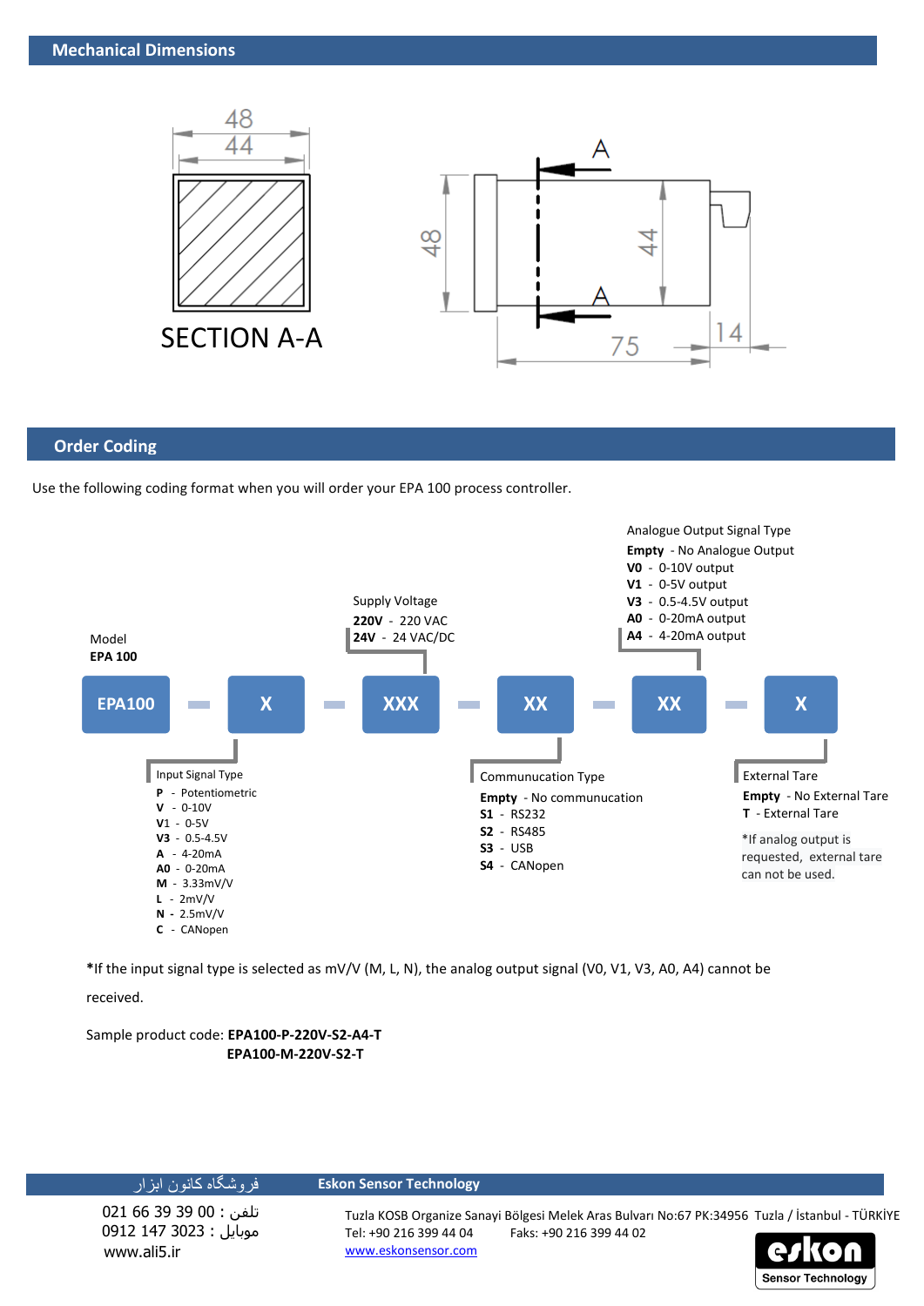## Mechanical Dimensions

48
44
SECTION A-A
A
A
48
44
75
14

## Order Coding

Use the following coding format when you will order your EPA 100 process controller.

EPA100 - X - XXX - XX - XX - X

**Model**
**EPA 100**

**Input Signal Type**
- **P** - Potentiometric
- **V** - 0-10V
- **V1** - 0-5V
- **V3** - 0.5-4.5V
- **A** - 4-20mA
- **A0** - 0-20mA
- **M** - 3.33mV/V
- **L** - 2mV/V
- **N** - 2.5mV/V
- **C** - CANopen

**Supply Voltage**
- **220V** - 220 VAC
- **24V** - 24 VAC/DC

**Communucation Type**
- **Empty** - No communucation
- **S1** - RS232
- **S2** - RS485
- **S3** - USB
- **S4** - CANopen

**Analogue Output Signal Type**
- **Empty** - No Analogue Output
- **V0** - 0-10V output
- **V1** - 0-5V output
- **V3** - 0.5-4.5V output
- **A0** - 0-20mA output
- **A4** - 4-20mA output

**External Tare**
- **Empty** - No External Tare
- **T** - External Tare

*If analog output is requested, external tare can not be used.

***If the input signal type is selected as mV/V (M, L, N), the analog output signal (V0, V1, V3, A0, A4) cannot be received.**

Sample product code: **EPA100-P-220V-S2-A4-T**
**EPA100-M-220V-S2-T**

فروشگاه کانون ابزار
تلفن : 00 39 39 66 021
موبایل : 3023 147 0912
www.ali5.ir

**Eskon Sensor Technology**
Tuzla KOSB Organize Sanayi Bölgesi Melek Aras Bulvarı No:67 PK:34956 Tuzla / İstanbul - TÜRKİYE
Tel: +90 216 399 44 04 Faks: +90 216 399 44 02
www.eskonsensor.com

eskon Sensor Technology